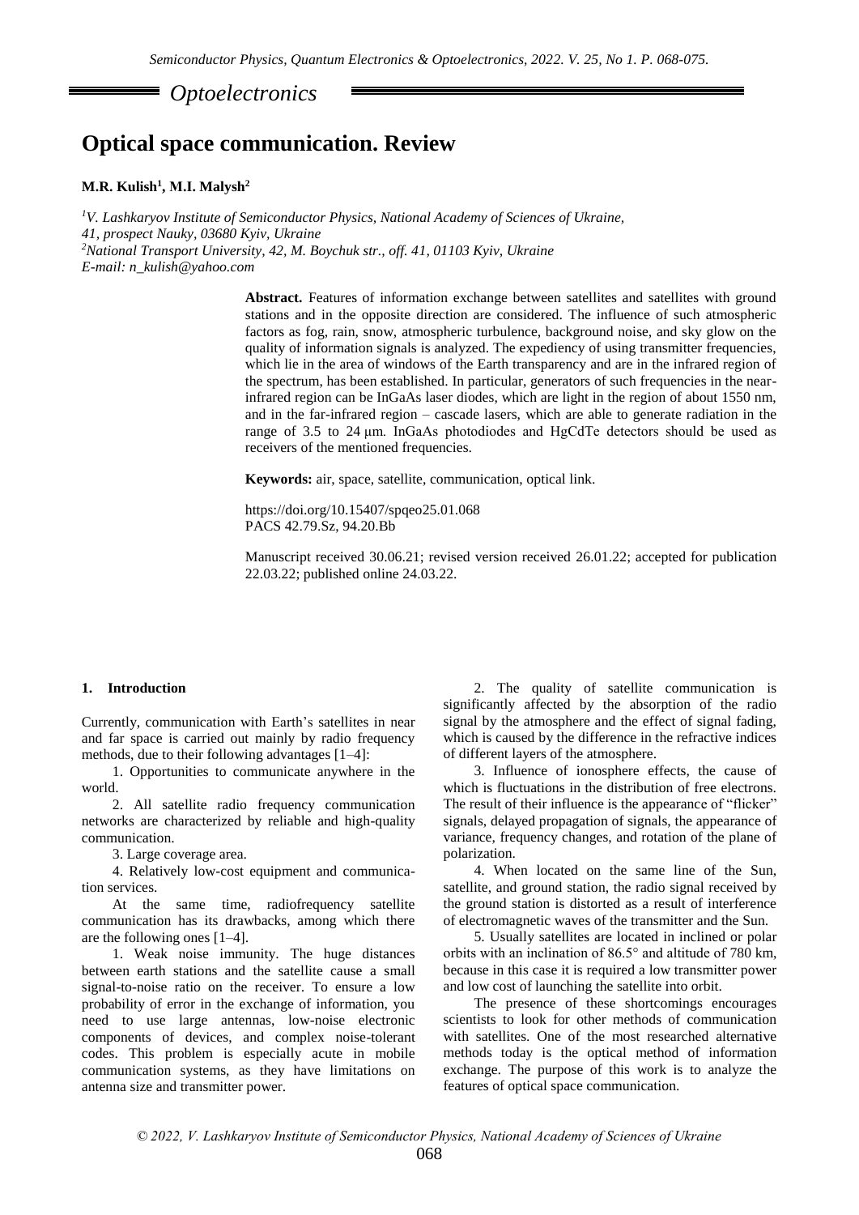## Optoelectronics

# Optical space communication. Review

**M.R. Kulish[1], M.I. Malysh[2]**

*[1]V. Lashkaryov Institute of Semiconductor Physics, National Academy of Sciences of Ukraine, 41, prospect Nauky, 03680 Kyiv, Ukraine*
*[2]National Transport University, 42, M. Boychuk str., off. 41, 01103 Kyiv, Ukraine*
*E-mail: n_kulish@yahoo.com*

**Abstract.** Features of information exchange between satellites and satellites with ground stations and in the opposite direction are considered. The influence of such atmospheric factors as fog, rain, snow, atmospheric turbulence, background noise, and sky glow on the quality of information signals is analyzed. The expediency of using transmitter frequencies, which lie in the area of windows of the Earth transparency and are in the infrared region of the spectrum, has been established. In particular, generators of such frequencies in the near-infrared region can be InGaAs laser diodes, which are light in the region of about 1550 nm, and in the far-infrared region – cascade lasers, which are able to generate radiation in the range of 3.5 to 24 μm. InGaAs photodiodes and HgCdTe detectors should be used as receivers of the mentioned frequencies.

**Keywords:** air, space, satellite, communication, optical link.

https://doi.org/10.15407/spqeo25.01.068
PACS 42.79.Sz, 94.20.Bb

Manuscript received 30.06.21; revised version received 26.01.22; accepted for publication 22.03.22; published online 24.03.22.

## 1. Introduction

Currently, communication with Earth's satellites in near and far space is carried out mainly by radio frequency methods, due to their following advantages [1–4]:

1. Opportunities to communicate anywhere in the world.

2. All satellite radio frequency communication networks are characterized by reliable and high-quality communication.

3. Large coverage area.

4. Relatively low-cost equipment and communication services.

At the same time, radiofrequency satellite communication has its drawbacks, among which there are the following ones [1–4].

1. Weak noise immunity. The huge distances between earth stations and the satellite cause a small signal-to-noise ratio on the receiver. To ensure a low probability of error in the exchange of information, you need to use large antennas, low-noise electronic components of devices, and complex noise-tolerant codes. This problem is especially acute in mobile communication systems, as they have limitations on antenna size and transmitter power.

2. The quality of satellite communication is significantly affected by the absorption of the radio signal by the atmosphere and the effect of signal fading, which is caused by the difference in the refractive indices of different layers of the atmosphere.

3. Influence of ionosphere effects, the cause of which is fluctuations in the distribution of free electrons. The result of their influence is the appearance of "flicker" signals, delayed propagation of signals, the appearance of variance, frequency changes, and rotation of the plane of polarization.

4. When located on the same line of the Sun, satellite, and ground station, the radio signal received by the ground station is distorted as a result of interference of electromagnetic waves of the transmitter and the Sun.

5. Usually satellites are located in inclined or polar orbits with an inclination of 86.5° and altitude of 780 km, because in this case it is required a low transmitter power and low cost of launching the satellite into orbit.

The presence of these shortcomings encourages scientists to look for other methods of communication with satellites. One of the most researched alternative methods today is the optical method of information exchange. The purpose of this work is to analyze the features of optical space communication.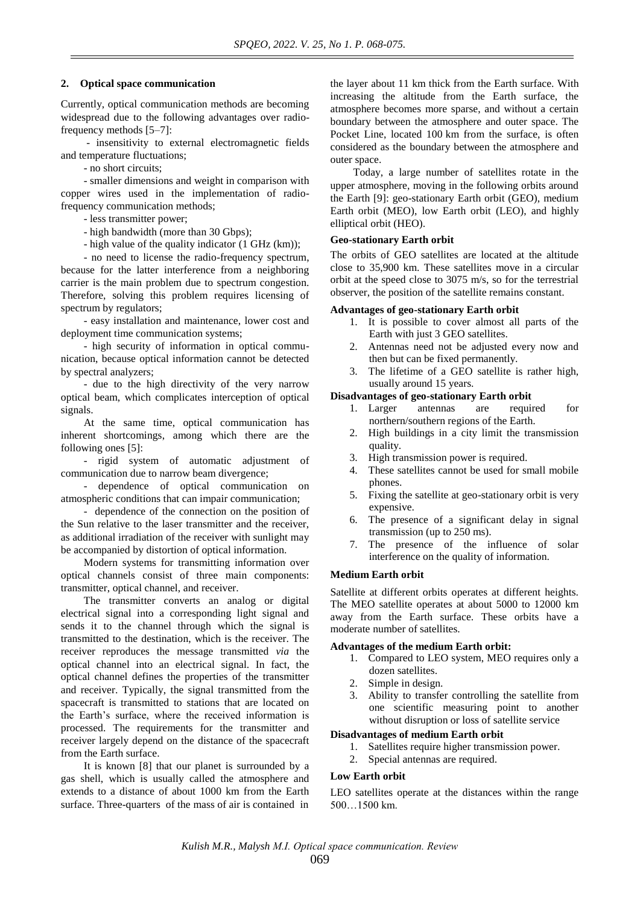## 2. Optical space communication

Currently, optical communication methods are becoming widespread due to the following advantages over radio-frequency methods [5–7]:

- insensitivity to external electromagnetic fields and temperature fluctuations;
- no short circuits;
- smaller dimensions and weight in comparison with copper wires used in the implementation of radio-frequency communication methods;
- less transmitter power;
- high bandwidth (more than 30 Gbps);
- high value of the quality indicator (1 GHz (km));
- no need to license the radio-frequency spectrum, because for the latter interference from a neighboring carrier is the main problem due to spectrum congestion. Therefore, solving this problem requires licensing of spectrum by regulators;
- easy installation and maintenance, lower cost and deployment time communication systems;
- high security of information in optical communication, because optical information cannot be detected by spectral analyzers;
- due to the high directivity of the very narrow optical beam, which complicates interception of optical signals.

At the same time, optical communication has inherent shortcomings, among which there are the following ones [5]:

- rigid system of automatic adjustment of communication due to narrow beam divergence;
- dependence of optical communication on atmospheric conditions that can impair communication;
- dependence of the connection on the position of the Sun relative to the laser transmitter and the receiver, as additional irradiation of the receiver with sunlight may be accompanied by distortion of optical information.

Modern systems for transmitting information over optical channels consist of three main components: transmitter, optical channel, and receiver.

The transmitter converts an analog or digital electrical signal into a corresponding light signal and sends it to the channel through which the signal is transmitted to the destination, which is the receiver. The receiver reproduces the message transmitted *via* the optical channel into an electrical signal. In fact, the optical channel defines the properties of the transmitter and receiver. Typically, the signal transmitted from the spacecraft is transmitted to stations that are located on the Earth's surface, where the received information is processed. The requirements for the transmitter and receiver largely depend on the distance of the spacecraft from the Earth surface.

It is known [8] that our planet is surrounded by a gas shell, which is usually called the atmosphere and extends to a distance of about 1000 km from the Earth surface. Three-quarters of the mass of air is contained in the layer about 11 km thick from the Earth surface. With increasing the altitude from the Earth surface, the atmosphere becomes more sparse, and without a certain boundary between the atmosphere and outer space. The Pocket Line, located 100 km from the surface, is often considered as the boundary between the atmosphere and outer space.

Today, a large number of satellites rotate in the upper atmosphere, moving in the following orbits around the Earth [9]: geo-stationary Earth orbit (GEO), medium Earth orbit (MEO), low Earth orbit (LEO), and highly elliptical orbit (HEO).

### Geo-stationary Earth orbit

The orbits of GEO satellites are located at the altitude close to 35,900 km. These satellites move in a circular orbit at the speed close to 3075 m/s, so for the terrestrial observer, the position of the satellite remains constant.

**Advantages of geo-stationary Earth orbit**

1. It is possible to cover almost all parts of the Earth with just 3 GEO satellites.
2. Antennas need not be adjusted every now and then but can be fixed permanently.
3. The lifetime of a GEO satellite is rather high, usually around 15 years.

**Disadvantages of geo-stationary Earth orbit**

1. Larger antennas are required for northern/southern regions of the Earth.
2. High buildings in a city limit the transmission quality.
3. High transmission power is required.
4. These satellites cannot be used for small mobile phones.
5. Fixing the satellite at geo-stationary orbit is very expensive.
6. The presence of a significant delay in signal transmission (up to 250 ms).
7. The presence of the influence of solar interference on the quality of information.

### Medium Earth orbit

Satellite at different orbits operates at different heights. The MEO satellite operates at about 5000 to 12000 km away from the Earth surface. These orbits have a moderate number of satellites.

**Advantages of the medium Earth orbit:**

1. Compared to LEO system, MEO requires only a dozen satellites.
2. Simple in design.
3. Ability to transfer controlling the satellite from one scientific measuring point to another without disruption or loss of satellite service

**Disadvantages of medium Earth orbit**

1. Satellites require higher transmission power.
2. Special antennas are required.

### Low Earth orbit

LEO satellites operate at the distances within the range 500…1500 km.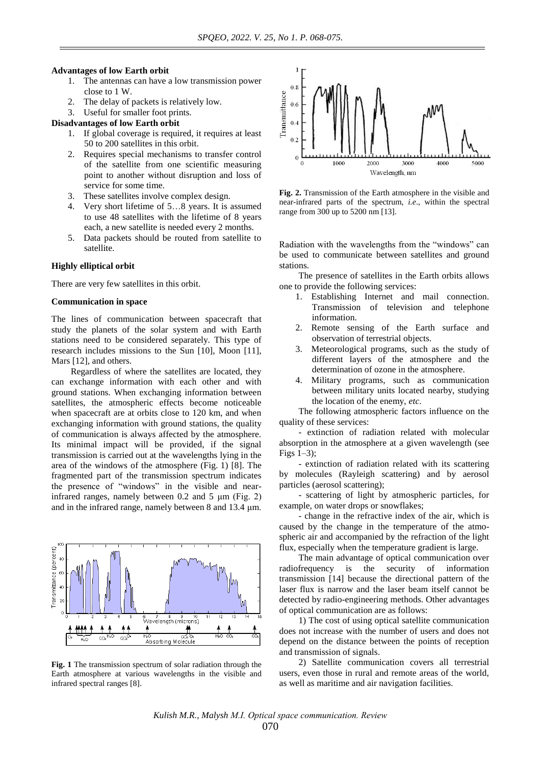**Advantages of low Earth orbit**

1. The antennas can have a low transmission power close to 1 W.
2. The delay of packets is relatively low.
3. Useful for smaller foot prints.

**Disadvantages of low Earth orbit**

1. If global coverage is required, it requires at least 50 to 200 satellites in this orbit.
2. Requires special mechanisms to transfer control of the satellite from one scientific measuring point to another without disruption and loss of service for some time.
3. These satellites involve complex design.
4. Very short lifetime of 5…8 years. It is assumed to use 48 satellites with the lifetime of 8 years each, a new satellite is needed every 2 months.
5. Data packets should be routed from satellite to satellite.

**Highly elliptical orbit**

There are very few satellites in this orbit.

**Communication in space**

The lines of communication between spacecraft that study the planets of the solar system and with Earth stations need to be considered separately. This type of research includes missions to the Sun [10], Moon [11], Mars [12], and others.

Regardless of where the satellites are located, they can exchange information with each other and with ground stations. When exchanging information between satellites, the atmospheric effects become noticeable when spacecraft are at orbits close to 120 km, and when exchanging information with ground stations, the quality of communication is always affected by the atmosphere. Its minimal impact will be provided, if the signal transmission is carried out at the wavelengths lying in the area of the windows of the atmosphere (Fig. 1) [8]. The fragmented part of the transmission spectrum indicates the presence of "windows" in the visible and near-infrared ranges, namely between 0.2 and 5 μm (Fig. 2) and in the infrared range, namely between 8 and 13.4 μm.

**Fig. 1** The transmission spectrum of solar radiation through the Earth atmosphere at various wavelengths in the visible and infrared spectral ranges [8].

**Fig. 2.** Transmission of the Earth atmosphere in the visible and near-infrared parts of the spectrum, *i.e*., within the spectral range from 300 up to 5200 nm [13].

Radiation with the wavelengths from the "windows" can be used to communicate between satellites and ground stations.

The presence of satellites in the Earth orbits allows one to provide the following services:

1. Establishing Internet and mail connection. Transmission of television and telephone information.
2. Remote sensing of the Earth surface and observation of terrestrial objects.
3. Meteorological programs, such as the study of different layers of the atmosphere and the determination of ozone in the atmosphere.
4. Military programs, such as communication between military units located nearby, studying the location of the enemy, *etc*.

The following atmospheric factors influence on the quality of these services:

- extinction of radiation related with molecular absorption in the atmosphere at a given wavelength (see Figs 1–3);

- extinction of radiation related with its scattering by molecules (Rayleigh scattering) and by aerosol particles (aerosol scattering);

- scattering of light by atmospheric particles, for example, on water drops or snowflakes;

- change in the refractive index of the air, which is caused by the change in the temperature of the atmospheric air and accompanied by the refraction of the light flux, especially when the temperature gradient is large.

The main advantage of optical communication over radiofrequency is the security of information transmission [14] because the directional pattern of the laser flux is narrow and the laser beam itself cannot be detected by radio-engineering methods. Other advantages of optical communication are as follows:

1) The cost of using optical satellite communication does not increase with the number of users and does not depend on the distance between the points of reception and transmission of signals.

2) Satellite communication covers all terrestrial users, even those in rural and remote areas of the world, as well as maritime and air navigation facilities.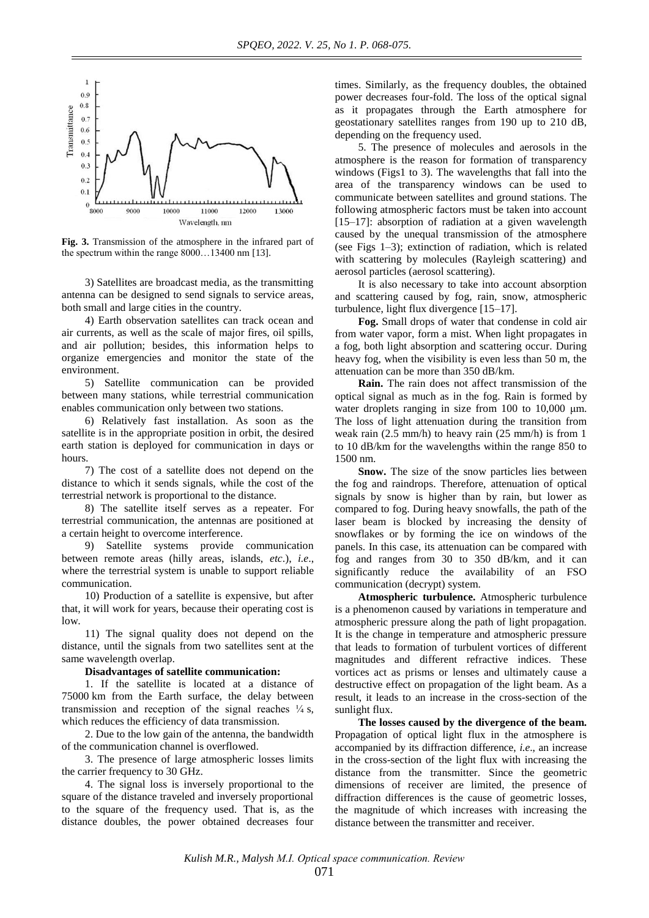Fig. 3. Transmission of the atmosphere in the infrared part of the spectrum within the range 8000…13400 nm [13].

3) Satellites are broadcast media, as the transmitting antenna can be designed to send signals to service areas, both small and large cities in the country.

4) Earth observation satellites can track ocean and air currents, as well as the scale of major fires, oil spills, and air pollution; besides, this information helps to organize emergencies and monitor the state of the environment.

5) Satellite communication can be provided between many stations, while terrestrial communication enables communication only between two stations.

6) Relatively fast installation. As soon as the satellite is in the appropriate position in orbit, the desired earth station is deployed for communication in days or hours.

7) The cost of a satellite does not depend on the distance to which it sends signals, while the cost of the terrestrial network is proportional to the distance.

8) The satellite itself serves as a repeater. For terrestrial communication, the antennas are positioned at a certain height to overcome interference.

9) Satellite systems provide communication between remote areas (hilly areas, islands, *etc.*), *i.e.*, where the terrestrial system is unable to support reliable communication.

10) Production of a satellite is expensive, but after that, it will work for years, because their operating cost is low.

11) The signal quality does not depend on the distance, until the signals from two satellites sent at the same wavelength overlap.

**Disadvantages of satellite communication:**

1. If the satellite is located at a distance of 75000 km from the Earth surface, the delay between transmission and reception of the signal reaches ¼ s, which reduces the efficiency of data transmission.

2. Due to the low gain of the antenna, the bandwidth of the communication channel is overflowed.

3. The presence of large atmospheric losses limits the carrier frequency to 30 GHz.

4. The signal loss is inversely proportional to the square of the distance traveled and inversely proportional to the square of the frequency used. That is, as the distance doubles, the power obtained decreases four times. Similarly, as the frequency doubles, the obtained power decreases four-fold. The loss of the optical signal as it propagates through the Earth atmosphere for geostationary satellites ranges from 190 up to 210 dB, depending on the frequency used.

5. The presence of molecules and aerosols in the atmosphere is the reason for formation of transparency windows (Figs1 to 3). The wavelengths that fall into the area of the transparency windows can be used to communicate between satellites and ground stations. The following atmospheric factors must be taken into account [15–17]: absorption of radiation at a given wavelength caused by the unequal transmission of the atmosphere (see Figs 1–3); extinction of radiation, which is related with scattering by molecules (Rayleigh scattering) and aerosol particles (aerosol scattering).

It is also necessary to take into account absorption and scattering caused by fog, rain, snow, atmospheric turbulence, light flux divergence [15–17].

**Fog.** Small drops of water that condense in cold air from water vapor, form a mist. When light propagates in a fog, both light absorption and scattering occur. During heavy fog, when the visibility is even less than 50 m, the attenuation can be more than 350 dB/km.

**Rain.** The rain does not affect transmission of the optical signal as much as in the fog. Rain is formed by water droplets ranging in size from 100 to 10,000 μm. The loss of light attenuation during the transition from weak rain (2.5 mm/h) to heavy rain (25 mm/h) is from 1 to 10 dB/km for the wavelengths within the range 850 to 1500 nm.

**Snow.** The size of the snow particles lies between the fog and raindrops. Therefore, attenuation of optical signals by snow is higher than by rain, but lower as compared to fog. During heavy snowfalls, the path of the laser beam is blocked by increasing the density of snowflakes or by forming the ice on windows of the panels. In this case, its attenuation can be compared with fog and ranges from 30 to 350 dB/km, and it can significantly reduce the availability of an FSO communication (decrypt) system.

**Atmospheric turbulence.** Atmospheric turbulence is a phenomenon caused by variations in temperature and atmospheric pressure along the path of light propagation. It is the change in temperature and atmospheric pressure that leads to formation of turbulent vortices of different magnitudes and different refractive indices. These vortices act as prisms or lenses and ultimately cause a destructive effect on propagation of the light beam. As a result, it leads to an increase in the cross-section of the sunlight flux.

**The losses caused by the divergence of the beam.** Propagation of optical light flux in the atmosphere is accompanied by its diffraction difference, *i.e.*, an increase in the cross-section of the light flux with increasing the distance from the transmitter. Since the geometric dimensions of receiver are limited, the presence of diffraction differences is the cause of geometric losses, the magnitude of which increases with increasing the distance between the transmitter and receiver.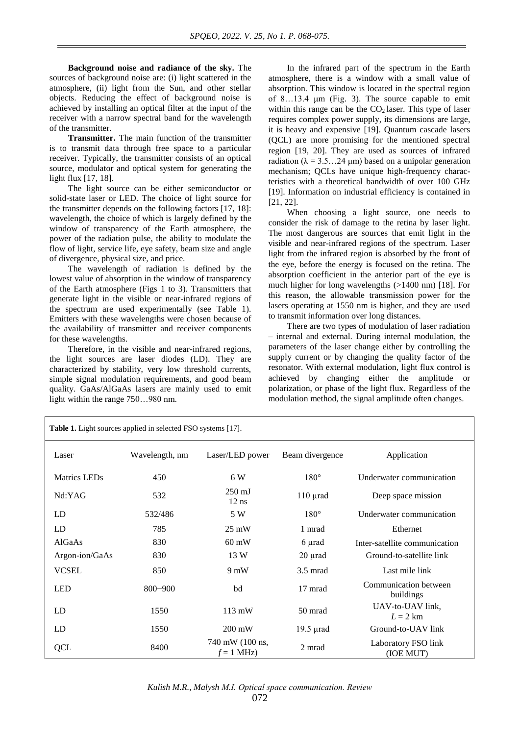**Background noise and radiance of the sky.** The sources of background noise are: (i) light scattered in the atmosphere, (ii) light from the Sun, and other stellar objects. Reducing the effect of background noise is achieved by installing an optical filter at the input of the receiver with a narrow spectral band for the wavelength of the transmitter.

**Transmitter.** The main function of the transmitter is to transmit data through free space to a particular receiver. Typically, the transmitter consists of an optical source, modulator and optical system for generating the light flux [17, 18].

The light source can be either semiconductor or solid-state laser or LED. The choice of light source for the transmitter depends on the following factors [17, 18]: wavelength, the choice of which is largely defined by the window of transparency of the Earth atmosphere, the power of the radiation pulse, the ability to modulate the flow of light, service life, eye safety, beam size and angle of divergence, physical size, and price.

The wavelength of radiation is defined by the lowest value of absorption in the window of transparency of the Earth atmosphere (Figs 1 to 3). Transmitters that generate light in the visible or near-infrared regions of the spectrum are used experimentally (see Table 1). Emitters with these wavelengths were chosen because of the availability of transmitter and receiver components for these wavelengths.

Therefore, in the visible and near-infrared regions, the light sources are laser diodes (LD). They are characterized by stability, very low threshold currents, simple signal modulation requirements, and good beam quality. GaAs/AlGaAs lasers are mainly used to emit light within the range 750…980 nm.

In the infrared part of the spectrum in the Earth atmosphere, there is a window with a small value of absorption. This window is located in the spectral region of 8…13.4 μm (Fig. 3). The source capable to emit within this range can be the $CO_2$ laser. This type of laser requires complex power supply, its dimensions are large, it is heavy and expensive [19]. Quantum cascade lasers (QCL) are more promising for the mentioned spectral region [19, 20]. They are used as sources of infrared radiation ($\lambda$ = 3.5…24 μm) based on a unipolar generation mechanism; QCLs have unique high-frequency characteristics with a theoretical bandwidth of over 100 GHz [19]. Information on industrial efficiency is contained in [21, 22].

When choosing a light source, one needs to consider the risk of damage to the retina by laser light. The most dangerous are sources that emit light in the visible and near-infrared regions of the spectrum. Laser light from the infrared region is absorbed by the front of the eye, before the energy is focused on the retina. The absorption coefficient in the anterior part of the eye is much higher for long wavelengths (>1400 nm) [18]. For this reason, the allowable transmission power for the lasers operating at 1550 nm is higher, and they are used to transmit information over long distances.

There are two types of modulation of laser radiation – internal and external. During internal modulation, the parameters of the laser change either by controlling the supply current or by changing the quality factor of the resonator. With external modulation, light flux control is achieved by changing either the amplitude or polarization, or phase of the light flux. Regardless of the modulation method, the signal amplitude often changes.

**Table 1.** Light sources applied in selected FSO systems [17].

| Laser | Wavelength, nm | Laser/LED power | Beam divergence | Application |
|---|---|---|---|---|
| Matrics LEDs | 450 | 6 W | 180° | Underwater communication |
| Nd:YAG | 532 | 250 mJ 12 ns | 110 μrad | Deep space mission |
| LD | 532/486 | 5 W | 180° | Underwater communication |
| LD | 785 | 25 mW | 1 mrad | Ethernet |
| AlGaAs | 830 | 60 mW | 6 μrad | Inter-satellite communication |
| Argon-ion/GaAs | 830 | 13 W | 20 μrad | Ground-to-satellite link |
| VCSEL | 850 | 9 mW | 3.5 mrad | Last mile link |
| LED | 800−900 | bd | 17 mrad | Communication between buildings |
| LD | 1550 | 113 mW | 50 mrad | UAV-to-UAV link, $L$ = 2 km |
| LD | 1550 | 200 mW | 19.5 μrad | Ground-to-UAV link |
| QCL | 8400 | 740 mW (100 ns, $f$ = 1 MHz) | 2 mrad | Laboratory FSO link (IOE MUT) |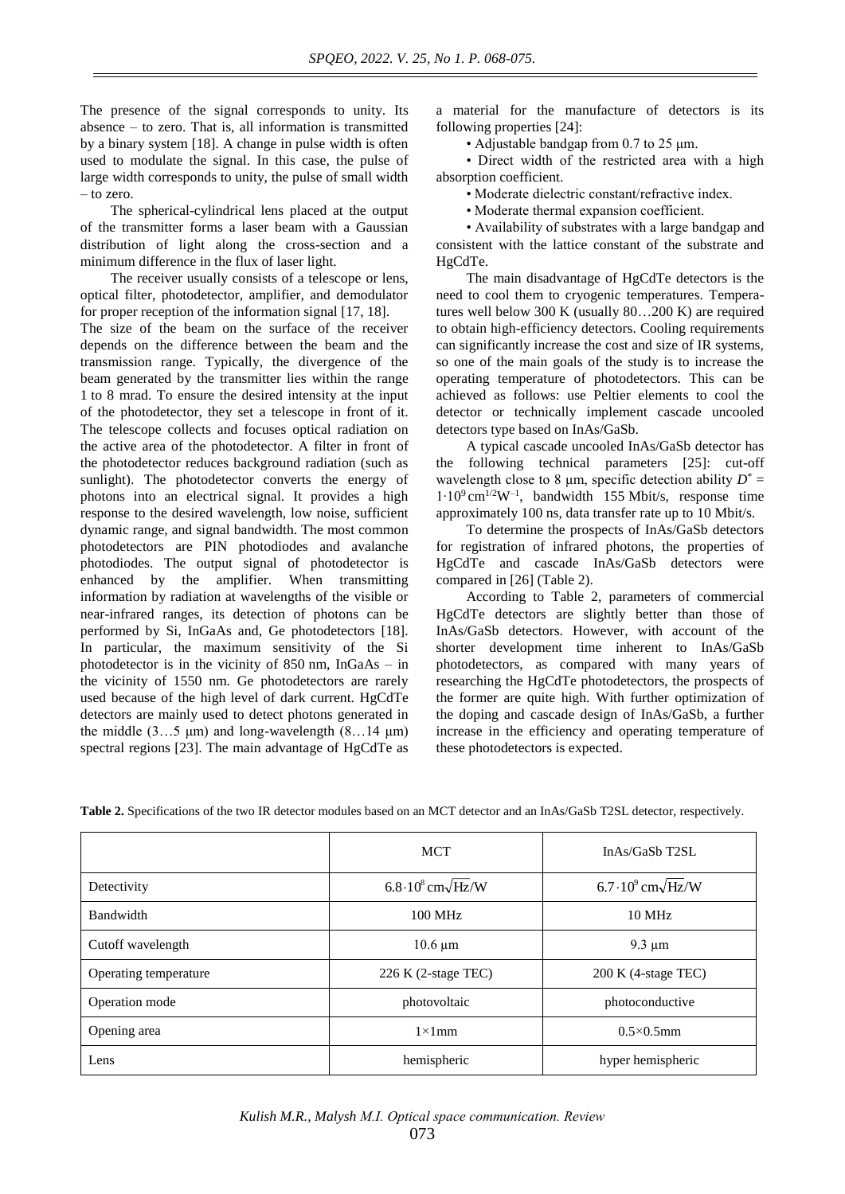The presence of the signal corresponds to unity. Its absence – to zero. That is, all information is transmitted by a binary system [18]. A change in pulse width is often used to modulate the signal. In this case, the pulse of large width corresponds to unity, the pulse of small width – to zero.

The spherical-cylindrical lens placed at the output of the transmitter forms a laser beam with a Gaussian distribution of light along the cross-section and a minimum difference in the flux of laser light.

The receiver usually consists of a telescope or lens, optical filter, photodetector, amplifier, and demodulator for proper reception of the information signal [17, 18]. The size of the beam on the surface of the receiver depends on the difference between the beam and the transmission range. Typically, the divergence of the beam generated by the transmitter lies within the range 1 to 8 mrad. To ensure the desired intensity at the input of the photodetector, they set a telescope in front of it. The telescope collects and focuses optical radiation on the active area of the photodetector. A filter in front of the photodetector reduces background radiation (such as sunlight). The photodetector converts the energy of photons into an electrical signal. It provides a high response to the desired wavelength, low noise, sufficient dynamic range, and signal bandwidth. The most common photodetectors are PIN photodiodes and avalanche photodiodes. The output signal of photodetector is enhanced by the amplifier. When transmitting information by radiation at wavelengths of the visible or near-infrared ranges, its detection of photons can be performed by Si, InGaAs and, Ge photodetectors [18]. In particular, the maximum sensitivity of the Si photodetector is in the vicinity of 850 nm, InGaAs – in the vicinity of 1550 nm. Ge photodetectors are rarely used because of the high level of dark current. HgCdTe detectors are mainly used to detect photons generated in the middle (3…5 µm) and long-wavelength (8…14 µm) spectral regions [23]. The main advantage of HgCdTe as a material for the manufacture of detectors is its following properties [24]:

- Adjustable bandgap from 0.7 to 25 µm.
- Direct width of the restricted area with a high absorption coefficient.
- Moderate dielectric constant/refractive index.
- Moderate thermal expansion coefficient.
- Availability of substrates with a large bandgap and consistent with the lattice constant of the substrate and HgCdTe.

The main disadvantage of HgCdTe detectors is the need to cool them to cryogenic temperatures. Temperatures well below 300 K (usually 80…200 K) are required to obtain high-efficiency detectors. Cooling requirements can significantly increase the cost and size of IR systems, so one of the main goals of the study is to increase the operating temperature of photodetectors. This can be achieved as follows: use Peltier elements to cool the detector or technically implement cascade uncooled detectors type based on InAs/GaSb.

A typical cascade uncooled InAs/GaSb detector has the following technical parameters [25]: cut-off wavelength close to 8 µm, specific detection ability $D^* = 1\cdot10^9\,\mathrm{cm}^{1/2}\mathrm{W}^{-1}$, bandwidth 155 Mbit/s, response time approximately 100 ns, data transfer rate up to 10 Mbit/s.

To determine the prospects of InAs/GaSb detectors for registration of infrared photons, the properties of HgCdTe and cascade InAs/GaSb detectors were compared in [26] (Table 2).

According to Table 2, parameters of commercial HgCdTe detectors are slightly better than those of InAs/GaSb detectors. However, with account of the shorter development time inherent to InAs/GaSb photodetectors, as compared with many years of researching the HgCdTe photodetectors, the prospects of the former are quite high. With further optimization of the doping and cascade design of InAs/GaSb, a further increase in the efficiency and operating temperature of these photodetectors is expected.

**Table 2.** Specifications of the two IR detector modules based on an MCT detector and an InAs/GaSb T2SL detector, respectively.

| | MCT | InAs/GaSb T2SL |
|---|---|---|
| Detectivity | $6.8\cdot10^8\,\mathrm{cm}\sqrt{\mathrm{Hz}}/\mathrm{W}$ | $6.7\cdot10^9\,\mathrm{cm}\sqrt{\mathrm{Hz}}/\mathrm{W}$ |
| Bandwidth | 100 MHz | 10 MHz |
| Cutoff wavelength | 10.6 µm | 9.3 µm |
| Operating temperature | 226 K (2-stage TEC) | 200 K (4-stage TEC) |
| Operation mode | photovoltaic | photoconductive |
| Opening area | 1×1mm | 0.5×0.5mm |
| Lens | hemispheric | hyper hemispheric |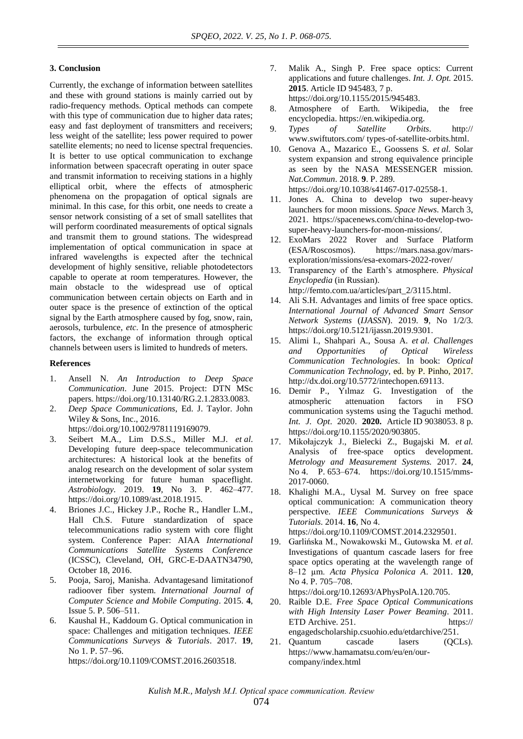### 3. Conclusion

Currently, the exchange of information between satellites and these with ground stations is mainly carried out by radio-frequency methods. Optical methods can compete with this type of communication due to higher data rates; easy and fast deployment of transmitters and receivers; less weight of the satellite; less power required to power satellite elements; no need to license spectral frequencies. It is better to use optical communication to exchange information between spacecraft operating in outer space and transmit information to receiving stations in a highly elliptical orbit, where the effects of atmospheric phenomena on the propagation of optical signals are minimal. In this case, for this orbit, one needs to create a sensor network consisting of a set of small satellites that will perform coordinated measurements of optical signals and transmit them to ground stations. The widespread implementation of optical communication in space at infrared wavelengths is expected after the technical development of highly sensitive, reliable photodetectors capable to operate at room temperatures. However, the main obstacle to the widespread use of optical communication between certain objects on Earth and in outer space is the presence of extinction of the optical signal by the Earth atmosphere caused by fog, snow, rain, aerosols, turbulence, *etc*. In the presence of atmospheric factors, the exchange of information through optical channels between users is limited to hundreds of meters.

### References

1. Ansell N. *An Introduction to Deep Space Communication*. June 2015. Project: DTN MSc papers. https://doi.org/10.13140/RG.2.1.2833.0083.
2. *Deep Space Communications*, Ed. J. Taylor. John Wiley & Sons, Inc., 2016. https://doi.org/10.1002/9781119169079.
3. Seibert M.A., Lim D.S.S., Miller M.J. *et al.* Developing future deep-space telecommunication architectures: A historical look at the benefits of analog research on the development of solar system internetworking for future human spaceflight. *Astrobiology*. 2019. **19**, No 3. P. 462–477. https://doi.org/10.1089/ast.2018.1915.
4. Briones J.C., Hickey J.P., Roche R., Handler L.M., Hall Ch.S. Future standardization of space telecommunications radio system with core flight system. Conference Paper: AIAA *International Communications Satellite Systems Conference* (ICSSC), Cleveland, OH, GRC-E-DAATN34790, October 18, 2016.
5. Pooja, Saroj, Manisha. Advantagesand limitationof radioover fiber system. *International Journal of Computer Science and Mobile Computing*. 2015. **4**, Issue 5. P. 506–511.
6. Kaushal H., Kaddoum G. Optical communication in space: Challenges and mitigation techniques. *IEEE Communications Surveys & Tutorials*. 2017. **19**, No 1. P. 57–96. https://doi.org/10.1109/COMST.2016.2603518.
7. Malik A., Singh P. Free space optics: Current applications and future challenges. *Int. J. Opt.* 2015. **2015**. Article ID 945483, 7 p. https://doi.org/10.1155/2015/945483.
8. Atmosphere of Earth. Wikipedia, the free encyclopedia. https://en.wikipedia.org.
9. *Types of Satellite Orbits*. http:// www.swiftutors.com/ types-of-satellite-orbits.html.
10. Genova A., Mazarico E., Goossens S. *et al.* Solar system expansion and strong equivalence principle as seen by the NASA MESSENGER mission. *Nat.Commun*. 2018. **9**. P. 289. https://doi.org/10.1038/s41467-017-02558-1.
11. Jones A. China to develop two super-heavy launchers for moon missions. *Space News*. March 3, 2021. https://spacenews.com/china-to-develop-two-super-heavy-launchers-for-moon-missions/.
12. ExoMars 2022 Rover and Surface Platform (ESA/Roscosmos). https://mars.nasa.gov/mars-exploration/missions/esa-exomars-2022-rover/
13. Transparency of the Earth's atmosphere. *Physical Enyclopedia* (in Russian). http://femto.com.ua/articles/part_2/3115.html.
14. Ali S.H. Advantages and limits of free space optics. *International Journal of Advanced Smart Sensor Network Systems* (*IJASSN*). 2019. **9**, No 1/2/3. https://doi.org/10.5121/ijassn.2019.9301.
15. Alimi I., Shahpari A., Sousa A. *et al*. *Challenges and Opportunities of Optical Wireless Communication Technologies*. In book: *Optical Communication Technology*, ed. by P. Pinho, 2017. http://dx.doi.org/10.5772/intechopen.69113.
16. Demir P., Yılmaz G. Investigation of the atmospheric attenuation factors in FSO communication systems using the Taguchi method. *Int. J. Opt*. 2020. **2020.** Article ID 9038053. 8 p. https://doi.org/10.1155/2020/903805.
17. Mikołajczyk J., Bielecki Z., Bugajski M. *et al.* Analysis of free-space optics development. *Metrology and Measurement Systems.* 2017. **24**, No 4. P. 653–674. https://doi.org/10.1515/mms-2017-0060.
18. Khalighi M.A., Uysal M. Survey on free space optical communication: A communication theory perspective. *IEEE Communications Surveys & Tutorials*. 2014. **16**, No 4. https://doi.org/10.1109/COMST.2014.2329501.
19. Garlińska M., Nowakowski M., Gutowska M. *et al.* Investigations of quantum cascade lasers for free space optics operating at the wavelength range of 8–12 µm. *Acta Physica Polonica A*. 2011. **120**, No 4. P. 705–708. https://doi.org/10.12693/APhysPolA.120.705.
20. Raible D.E. *Free Space Optical Communications with High Intensity Laser Power Beaming*. 2011. ETD Archive. 251. https:// engagedscholarship.csuohio.edu/etdarchive/251.
21. Quantum cascade lasers (QCLs). https://www.hamamatsu.com/eu/en/our-company/index.html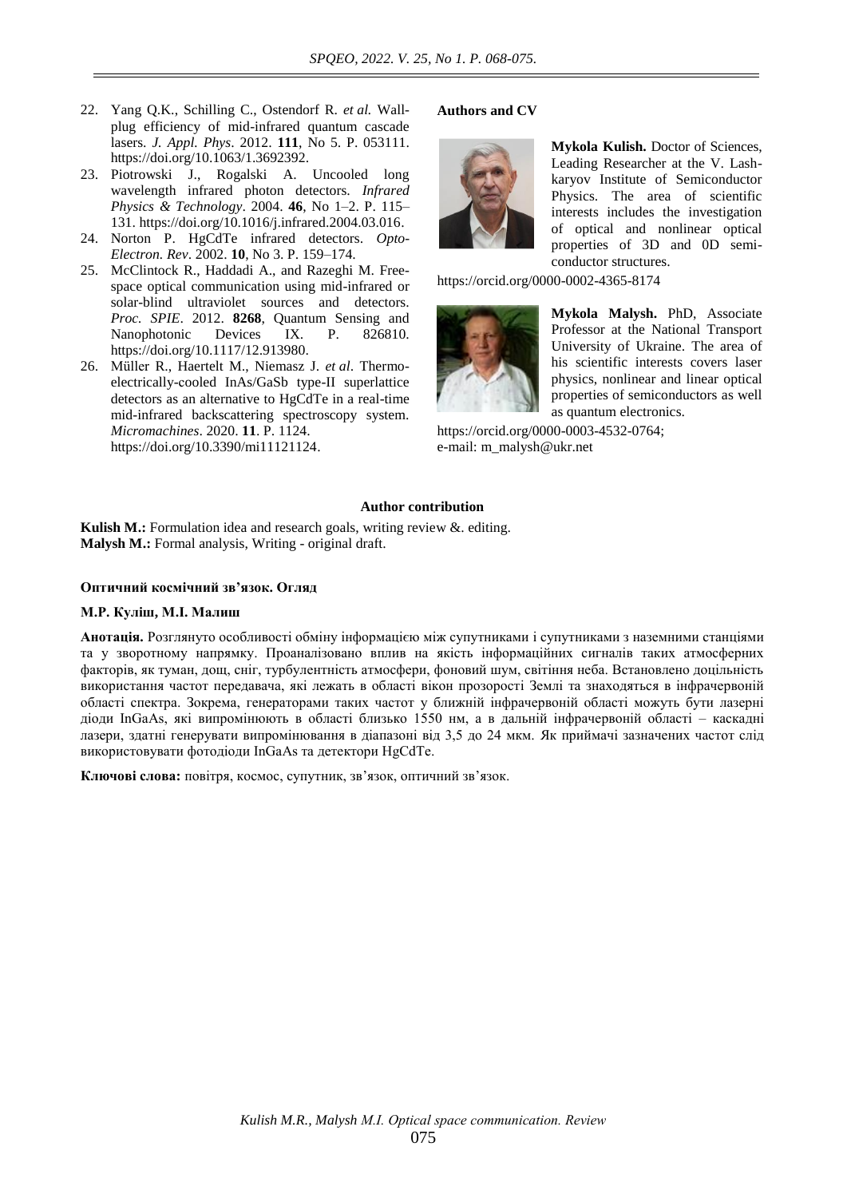22. Yang Q.K., Schilling C., Ostendorf R. *et al.* Wall-plug efficiency of mid-infrared quantum cascade lasers. *J. Appl. Phys*. 2012. **111**, No 5. P. 053111. https://doi.org/10.1063/1.3692392.
23. Piotrowski J., Rogalski A. Uncooled long wavelength infrared photon detectors. *Infrared Physics & Technology*. 2004. **46**, No 1–2. P. 115–131. https://doi.org/10.1016/j.infrared.2004.03.016.
24. Norton P. HgCdTe infrared detectors. *Opto-Electron. Rev*. 2002. **10**, No 3. P. 159–174.
25. McClintock R., Haddadi A., and Razeghi M. Free-space optical communication using mid-infrared or solar-blind ultraviolet sources and detectors. *Proc. SPIE*. 2012. **8268**, Quantum Sensing and Nanophotonic Devices IX. P. 826810. https://doi.org/10.1117/12.913980.
26. Müller R., Haertelt M., Niemasz J. *et al*. Thermo-electrically-cooled InAs/GaSb type-II superlattice detectors as an alternative to HgCdTe in a real-time mid-infrared backscattering spectroscopy system. *Micromachines*. 2020. **11**. P. 1124. https://doi.org/10.3390/mi11121124.

**Authors and CV**

**Mykola Kulish.** Doctor of Sciences, Leading Researcher at the V. Lashkaryov Institute of Semiconductor Physics. The area of scientific interests includes the investigation of optical and nonlinear optical properties of 3D and 0D semiconductor structures.

https://orcid.org/0000-0002-4365-8174

**Mykola Malysh.** PhD, Associate Professor at the National Transport University of Ukraine. The area of his scientific interests covers laser physics, nonlinear and linear optical properties of semiconductors as well as quantum electronics.

https://orcid.org/0000-0003-4532-0764;
e-mail: m_malysh@ukr.net

**Author contribution**

**Kulish M.:** Formulation idea and research goals, writing review &. editing.
**Malysh M.:** Formal analysis, Writing - original draft.

**Оптичний космічний зв'язок. Огляд**

**М.Р. Куліш, М.І. Малиш**

**Анотація.** Розглянуто особливості обміну інформацією між супутниками і супутниками з наземними станціями та у зворотному напрямку. Проаналізовано вплив на якість інформаційних сигналів таких атмосферних факторів, як туман, дощ, сніг, турбулентність атмосфери, фоновий шум, світіння неба. Встановлено доцільність використання частот передавача, які лежать в області вікон прозорості Землі та знаходяться в інфрачервоній області спектра. Зокрема, генераторами таких частот у ближній інфрачервоній області можуть бути лазерні діоди InGaAs, які випромінюють в області близько 1550 нм, а в дальній інфрачервоній області – каскадні лазери, здатні генерувати випромінювання в діапазоні від 3,5 до 24 мкм. Як приймачі зазначених частот слід використовувати фотодіоди InGaAs та детектори HgCdTe.

**Ключові слова:** повітря, космос, супутник, зв'язок, оптичний зв'язок.